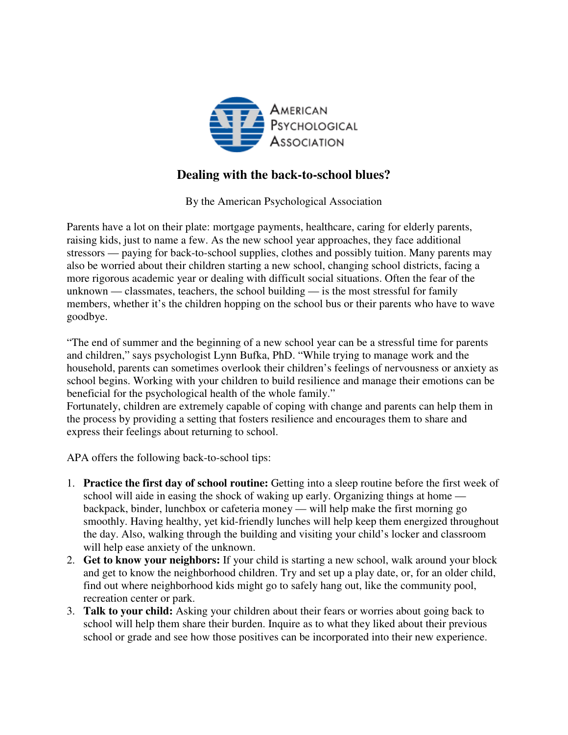American Psychological Association

# Dealing with the back-to-school blues?

By the American Psychological Association

Parents have a lot on their plate: mortgage payments, healthcare, caring for elderly parents, raising kids, just to name a few. As the new school year approaches, they face additional stressors — paying for back-to-school supplies, clothes and possibly tuition. Many parents may also be worried about their children starting a new school, changing school districts, facing a more rigorous academic year or dealing with difficult social situations. Often the fear of the unknown — classmates, teachers, the school building — is the most stressful for family members, whether it's the children hopping on the school bus or their parents who have to wave goodbye.

"The end of summer and the beginning of a new school year can be a stressful time for parents and children," says psychologist Lynn Bufka, PhD. "While trying to manage work and the household, parents can sometimes overlook their children's feelings of nervousness or anxiety as school begins. Working with your children to build resilience and manage their emotions can be beneficial for the psychological health of the whole family."

Fortunately, children are extremely capable of coping with change and parents can help them in the process by providing a setting that fosters resilience and encourages them to share and express their feelings about returning to school.

APA offers the following back-to-school tips:

1. **Practice the first day of school routine:** Getting into a sleep routine before the first week of school will aide in easing the shock of waking up early. Organizing things at home — backpack, binder, lunchbox or cafeteria money — will help make the first morning go smoothly. Having healthy, yet kid-friendly lunches will help keep them energized throughout the day. Also, walking through the building and visiting your child's locker and classroom will help ease anxiety of the unknown.
2. **Get to know your neighbors:** If your child is starting a new school, walk around your block and get to know the neighborhood children. Try and set up a play date, or, for an older child, find out where neighborhood kids might go to safely hang out, like the community pool, recreation center or park.
3. **Talk to your child:** Asking your children about their fears or worries about going back to school will help them share their burden. Inquire as to what they liked about their previous school or grade and see how those positives can be incorporated into their new experience.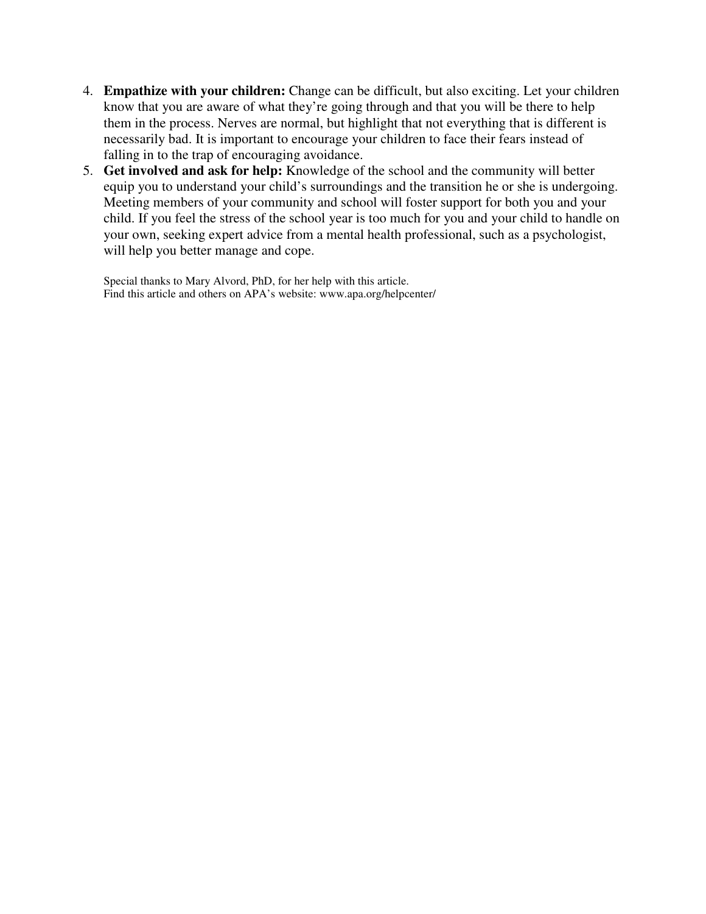4. **Empathize with your children:** Change can be difficult, but also exciting. Let your children know that you are aware of what they're going through and that you will be there to help them in the process. Nerves are normal, but highlight that not everything that is different is necessarily bad. It is important to encourage your children to face their fears instead of falling in to the trap of encouraging avoidance.
5. **Get involved and ask for help:** Knowledge of the school and the community will better equip you to understand your child's surroundings and the transition he or she is undergoing. Meeting members of your community and school will foster support for both you and your child. If you feel the stress of the school year is too much for you and your child to handle on your own, seeking expert advice from a mental health professional, such as a psychologist, will help you better manage and cope.

Special thanks to Mary Alvord, PhD, for her help with this article.
Find this article and others on APA's website: www.apa.org/helpcenter/